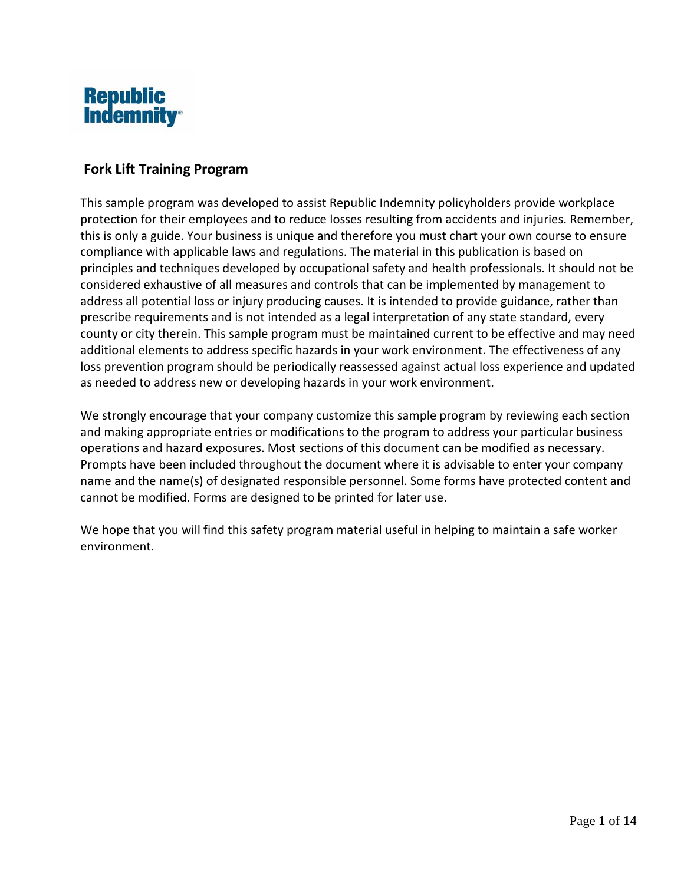Republic Indemnity

# Fork Lift Training Program

This sample program was developed to assist Republic Indemnity policyholders provide workplace protection for their employees and to reduce losses resulting from accidents and injuries. Remember, this is only a guide. Your business is unique and therefore you must chart your own course to ensure compliance with applicable laws and regulations. The material in this publication is based on principles and techniques developed by occupational safety and health professionals. It should not be considered exhaustive of all measures and controls that can be implemented by management to address all potential loss or injury producing causes. It is intended to provide guidance, rather than prescribe requirements and is not intended as a legal interpretation of any state standard, every county or city therein. This sample program must be maintained current to be effective and may need additional elements to address specific hazards in your work environment. The effectiveness of any loss prevention program should be periodically reassessed against actual loss experience and updated as needed to address new or developing hazards in your work environment.

We strongly encourage that your company customize this sample program by reviewing each section and making appropriate entries or modifications to the program to address your particular business operations and hazard exposures. Most sections of this document can be modified as necessary. Prompts have been included throughout the document where it is advisable to enter your company name and the name(s) of designated responsible personnel. Some forms have protected content and cannot be modified. Forms are designed to be printed for later use.

We hope that you will find this safety program material useful in helping to maintain a safe worker environment.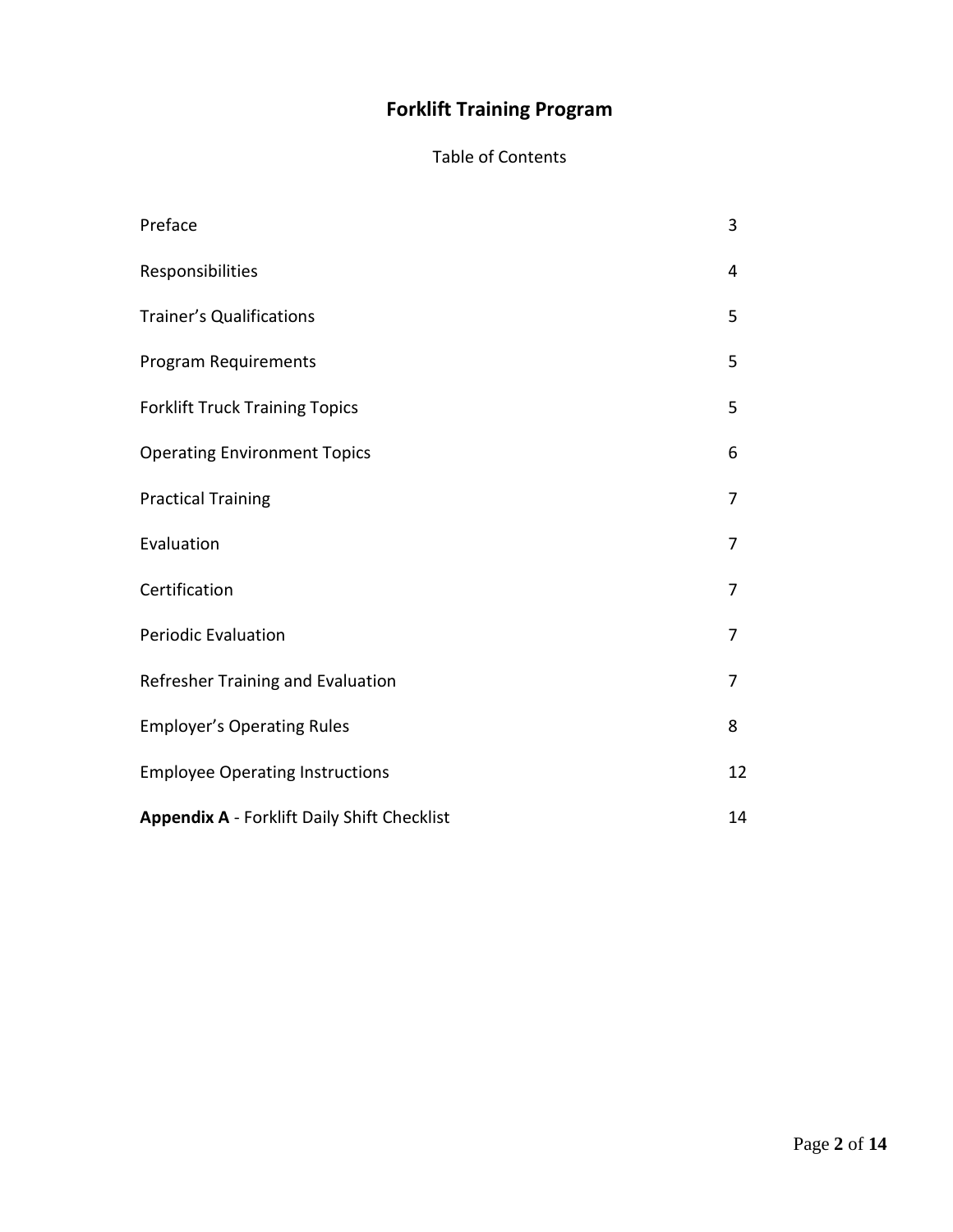# Forklift Training Program

Table of Contents

| | |
|---|---|
| Preface | 3 |
| Responsibilities | 4 |
| Trainer's Qualifications | 5 |
| Program Requirements | 5 |
| Forklift Truck Training Topics | 5 |
| Operating Environment Topics | 6 |
| Practical Training | 7 |
| Evaluation | 7 |
| Certification | 7 |
| Periodic Evaluation | 7 |
| Refresher Training and Evaluation | 7 |
| Employer's Operating Rules | 8 |
| Employee Operating Instructions | 12 |
| **Appendix A** - Forklift Daily Shift Checklist | 14 |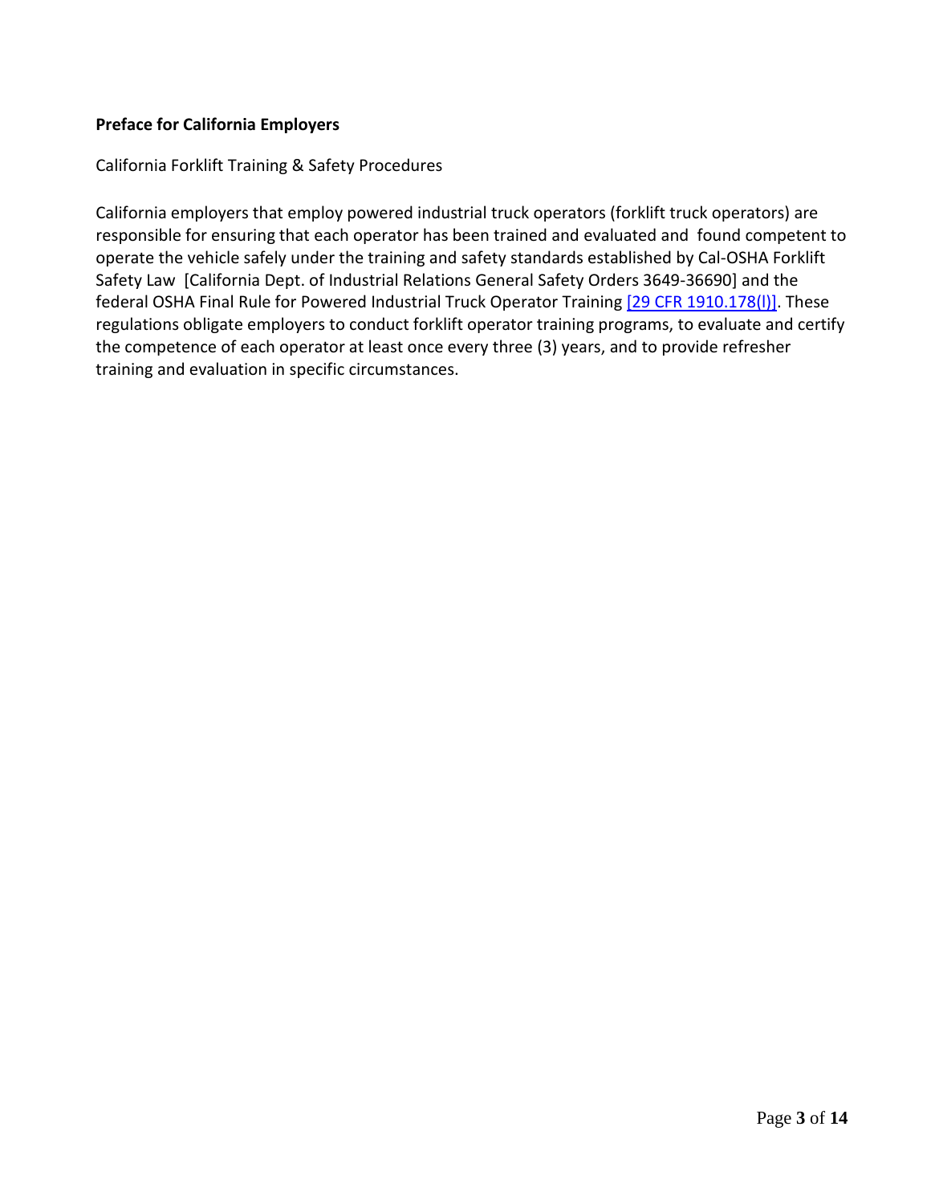**Preface for California Employers**

California Forklift Training & Safety Procedures

California employers that employ powered industrial truck operators (forklift truck operators) are responsible for ensuring that each operator has been trained and evaluated and found competent to operate the vehicle safely under the training and safety standards established by Cal-OSHA Forklift Safety Law [California Dept. of Industrial Relations General Safety Orders 3649-36690] and the federal OSHA Final Rule for Powered Industrial Truck Operator Training [29 CFR 1910.178(l)]. These regulations obligate employers to conduct forklift operator training programs, to evaluate and certify the competence of each operator at least once every three (3) years, and to provide refresher training and evaluation in specific circumstances.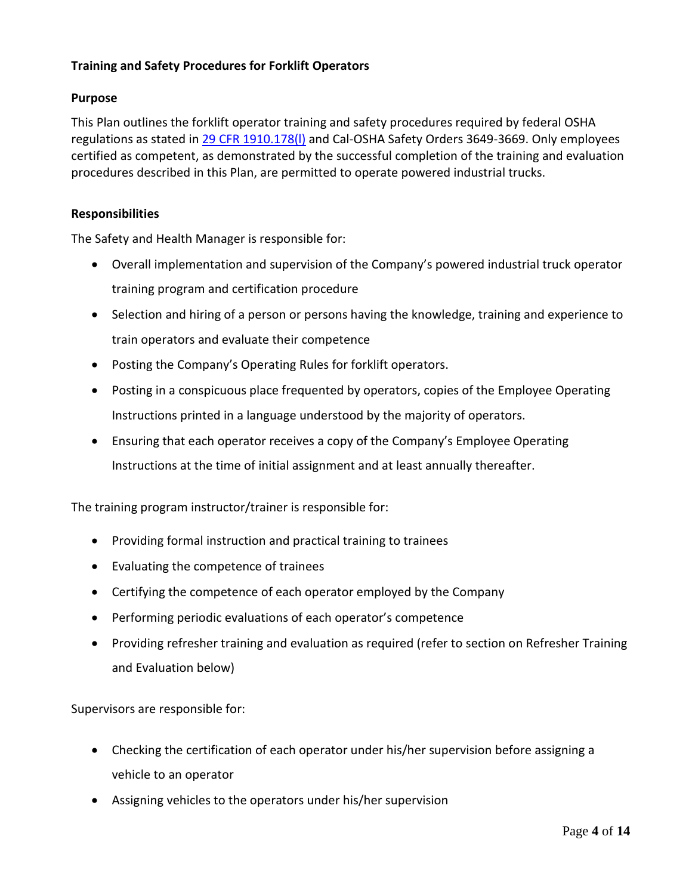## Training and Safety Procedures for Forklift Operators

### Purpose

This Plan outlines the forklift operator training and safety procedures required by federal OSHA regulations as stated in [29 CFR 1910.178(l)]() and Cal-OSHA Safety Orders 3649-3669. Only employees certified as competent, as demonstrated by the successful completion of the training and evaluation procedures described in this Plan, are permitted to operate powered industrial trucks.

### Responsibilities

The Safety and Health Manager is responsible for:

- Overall implementation and supervision of the Company's powered industrial truck operator training program and certification procedure
- Selection and hiring of a person or persons having the knowledge, training and experience to train operators and evaluate their competence
- Posting the Company's Operating Rules for forklift operators.
- Posting in a conspicuous place frequented by operators, copies of the Employee Operating Instructions printed in a language understood by the majority of operators.
- Ensuring that each operator receives a copy of the Company's Employee Operating Instructions at the time of initial assignment and at least annually thereafter.

The training program instructor/trainer is responsible for:

- Providing formal instruction and practical training to trainees
- Evaluating the competence of trainees
- Certifying the competence of each operator employed by the Company
- Performing periodic evaluations of each operator's competence
- Providing refresher training and evaluation as required (refer to section on Refresher Training and Evaluation below)

Supervisors are responsible for:

- Checking the certification of each operator under his/her supervision before assigning a vehicle to an operator
- Assigning vehicles to the operators under his/her supervision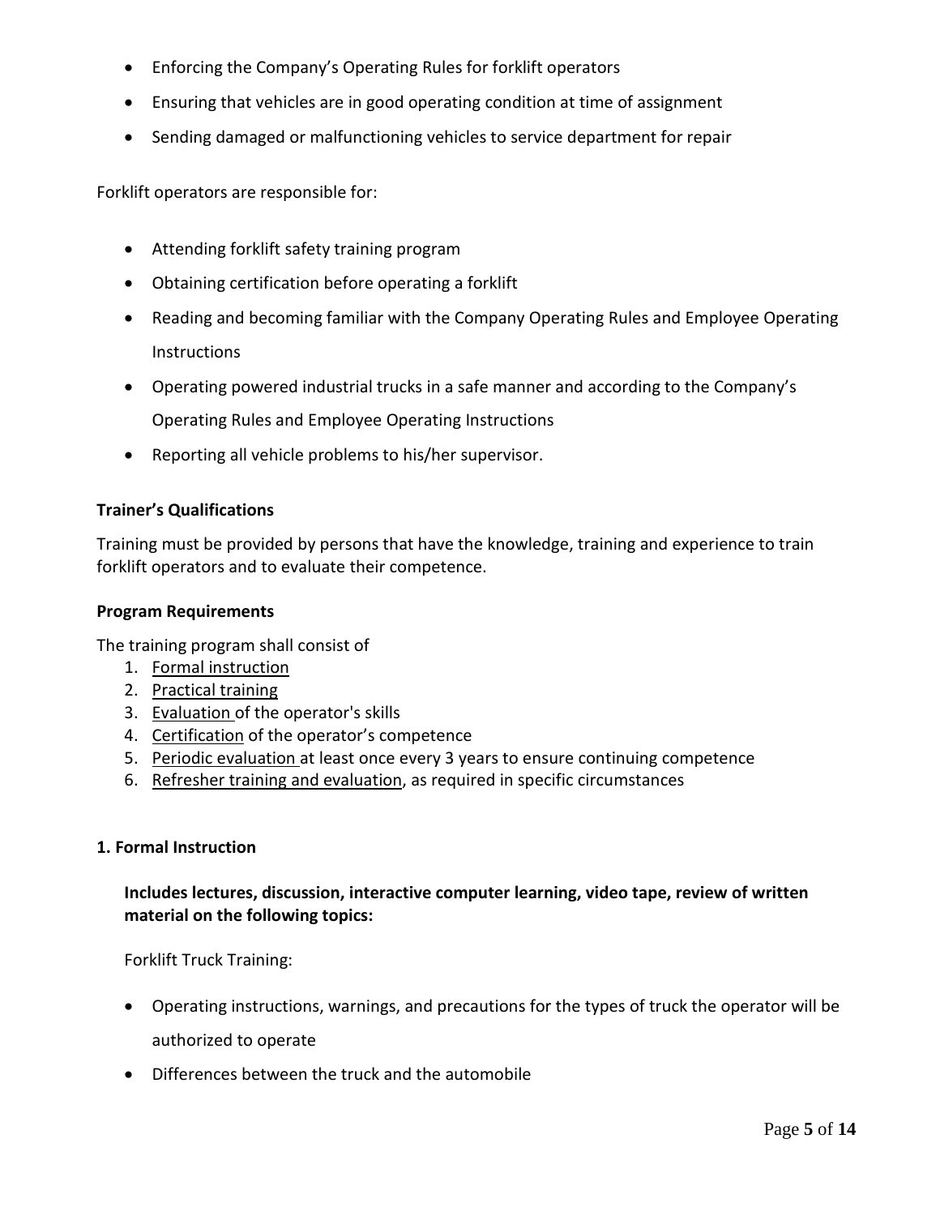- Enforcing the Company's Operating Rules for forklift operators
- Ensuring that vehicles are in good operating condition at time of assignment
- Sending damaged or malfunctioning vehicles to service department for repair

Forklift operators are responsible for:

- Attending forklift safety training program
- Obtaining certification before operating a forklift
- Reading and becoming familiar with the Company Operating Rules and Employee Operating Instructions
- Operating powered industrial trucks in a safe manner and according to the Company's Operating Rules and Employee Operating Instructions
- Reporting all vehicle problems to his/her supervisor.

**Trainer's Qualifications**

Training must be provided by persons that have the knowledge, training and experience to train forklift operators and to evaluate their competence.

**Program Requirements**

The training program shall consist of

1. Formal instruction
2. Practical training
3. Evaluation of the operator's skills
4. Certification of the operator's competence
5. Periodic evaluation at least once every 3 years to ensure continuing competence
6. Refresher training and evaluation, as required in specific circumstances

**1. Formal Instruction**

**Includes lectures, discussion, interactive computer learning, video tape, review of written material on the following topics:**

Forklift Truck Training:

- Operating instructions, warnings, and precautions for the types of truck the operator will be authorized to operate
- Differences between the truck and the automobile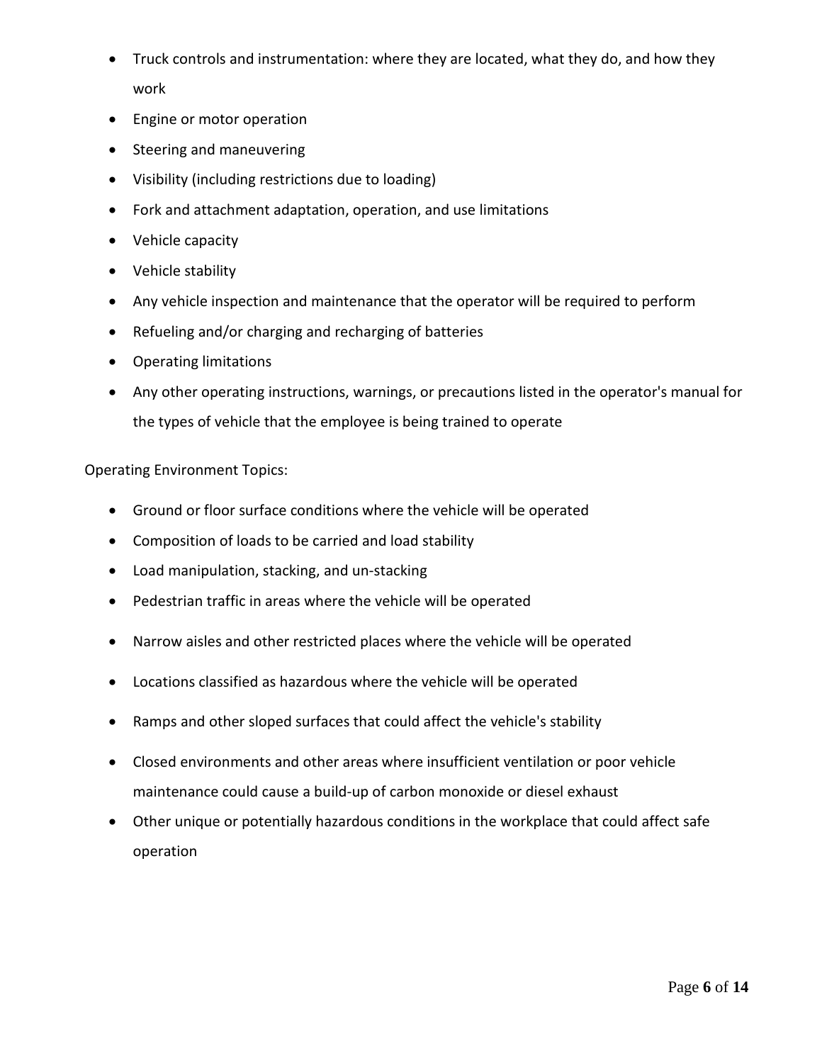- Truck controls and instrumentation: where they are located, what they do, and how they work
- Engine or motor operation
- Steering and maneuvering
- Visibility (including restrictions due to loading)
- Fork and attachment adaptation, operation, and use limitations
- Vehicle capacity
- Vehicle stability
- Any vehicle inspection and maintenance that the operator will be required to perform
- Refueling and/or charging and recharging of batteries
- Operating limitations
- Any other operating instructions, warnings, or precautions listed in the operator's manual for the types of vehicle that the employee is being trained to operate

Operating Environment Topics:

- Ground or floor surface conditions where the vehicle will be operated
- Composition of loads to be carried and load stability
- Load manipulation, stacking, and un-stacking
- Pedestrian traffic in areas where the vehicle will be operated
- Narrow aisles and other restricted places where the vehicle will be operated
- Locations classified as hazardous where the vehicle will be operated
- Ramps and other sloped surfaces that could affect the vehicle's stability
- Closed environments and other areas where insufficient ventilation or poor vehicle maintenance could cause a build-up of carbon monoxide or diesel exhaust
- Other unique or potentially hazardous conditions in the workplace that could affect safe operation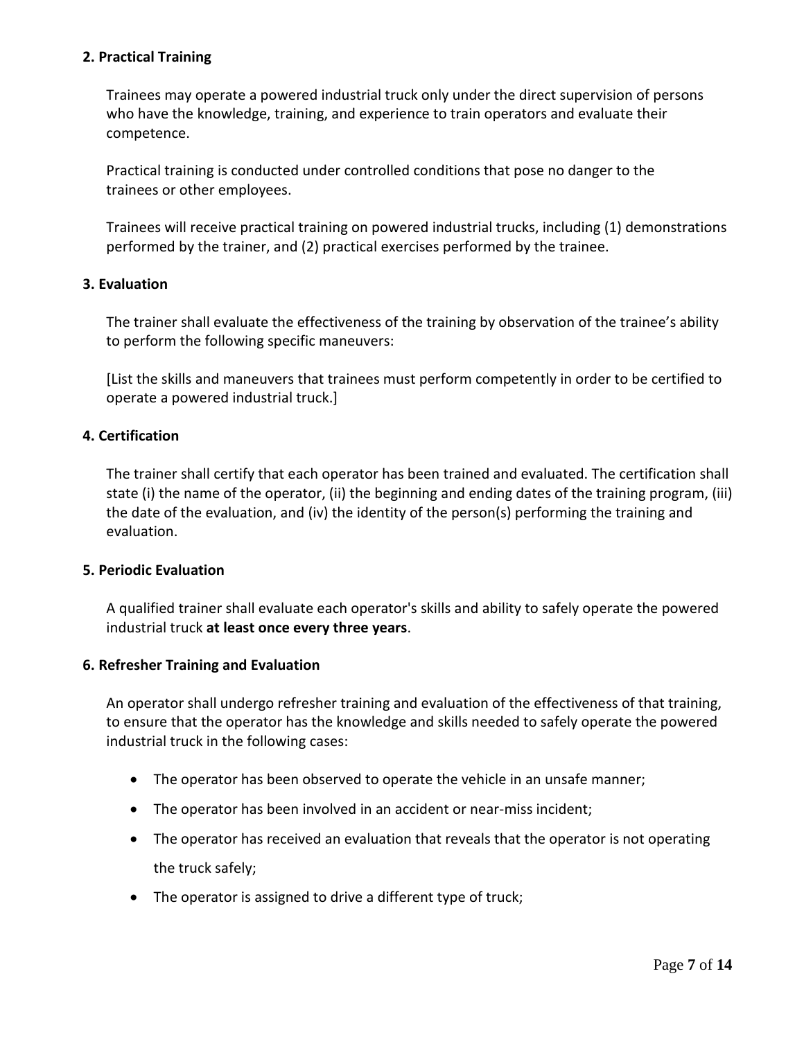### 2. Practical Training

Trainees may operate a powered industrial truck only under the direct supervision of persons who have the knowledge, training, and experience to train operators and evaluate their competence.

Practical training is conducted under controlled conditions that pose no danger to the trainees or other employees.

Trainees will receive practical training on powered industrial trucks, including (1) demonstrations performed by the trainer, and (2) practical exercises performed by the trainee.

### 3. Evaluation

The trainer shall evaluate the effectiveness of the training by observation of the trainee's ability to perform the following specific maneuvers:

[List the skills and maneuvers that trainees must perform competently in order to be certified to operate a powered industrial truck.]

### 4. Certification

The trainer shall certify that each operator has been trained and evaluated. The certification shall state (i) the name of the operator, (ii) the beginning and ending dates of the training program, (iii) the date of the evaluation, and (iv) the identity of the person(s) performing the training and evaluation.

### 5. Periodic Evaluation

A qualified trainer shall evaluate each operator's skills and ability to safely operate the powered industrial truck **at least once every three years**.

### 6. Refresher Training and Evaluation

An operator shall undergo refresher training and evaluation of the effectiveness of that training, to ensure that the operator has the knowledge and skills needed to safely operate the powered industrial truck in the following cases:

- The operator has been observed to operate the vehicle in an unsafe manner;
- The operator has been involved in an accident or near-miss incident;
- The operator has received an evaluation that reveals that the operator is not operating the truck safely;
- The operator is assigned to drive a different type of truck;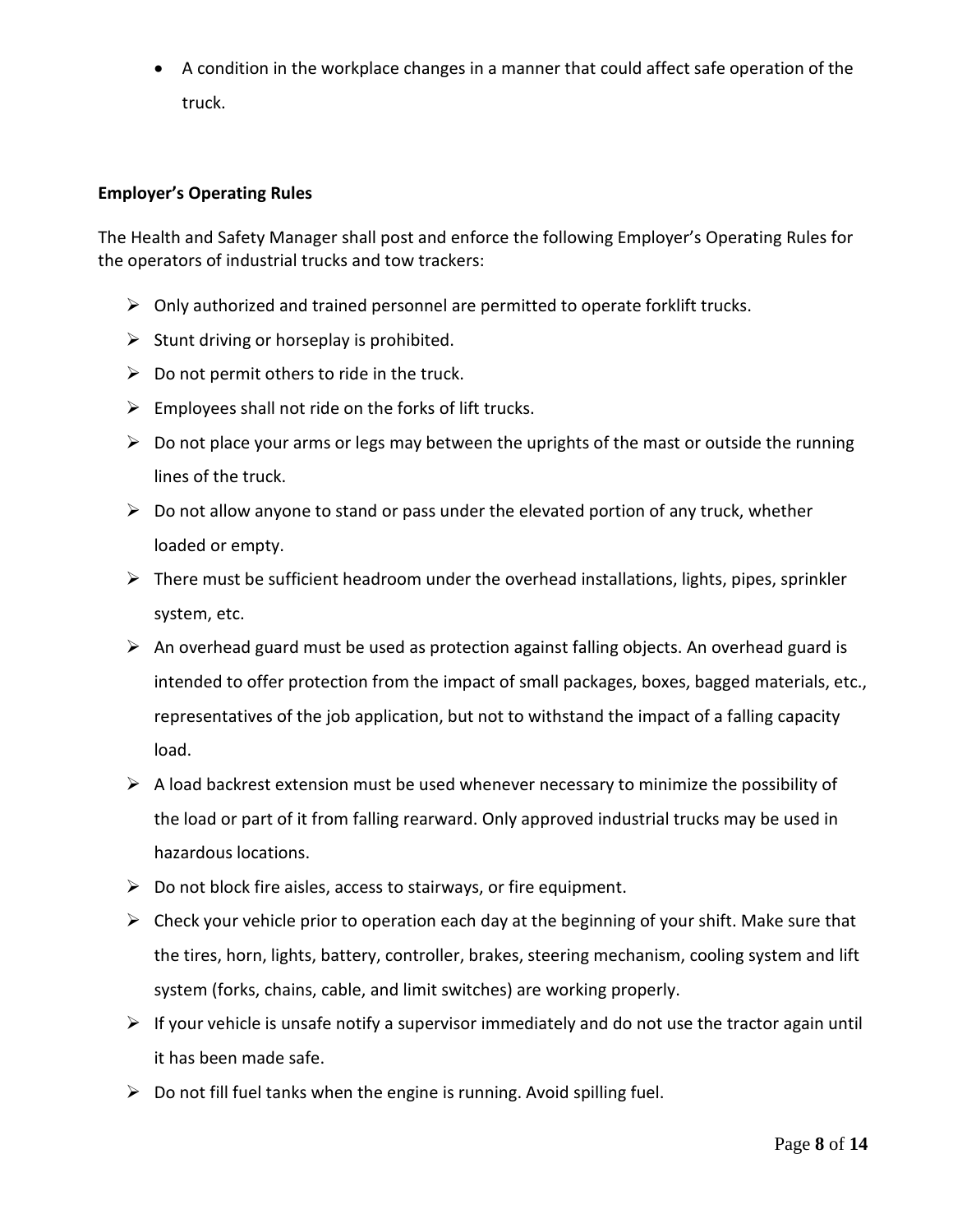- A condition in the workplace changes in a manner that could affect safe operation of the truck.

**Employer's Operating Rules**

The Health and Safety Manager shall post and enforce the following Employer's Operating Rules for the operators of industrial trucks and tow trackers:

- Only authorized and trained personnel are permitted to operate forklift trucks.
- Stunt driving or horseplay is prohibited.
- Do not permit others to ride in the truck.
- Employees shall not ride on the forks of lift trucks.
- Do not place your arms or legs may between the uprights of the mast or outside the running lines of the truck.
- Do not allow anyone to stand or pass under the elevated portion of any truck, whether loaded or empty.
- There must be sufficient headroom under the overhead installations, lights, pipes, sprinkler system, etc.
- An overhead guard must be used as protection against falling objects. An overhead guard is intended to offer protection from the impact of small packages, boxes, bagged materials, etc., representatives of the job application, but not to withstand the impact of a falling capacity load.
- A load backrest extension must be used whenever necessary to minimize the possibility of the load or part of it from falling rearward. Only approved industrial trucks may be used in hazardous locations.
- Do not block fire aisles, access to stairways, or fire equipment.
- Check your vehicle prior to operation each day at the beginning of your shift. Make sure that the tires, horn, lights, battery, controller, brakes, steering mechanism, cooling system and lift system (forks, chains, cable, and limit switches) are working properly.
- If your vehicle is unsafe notify a supervisor immediately and do not use the tractor again until it has been made safe.
- Do not fill fuel tanks when the engine is running. Avoid spilling fuel.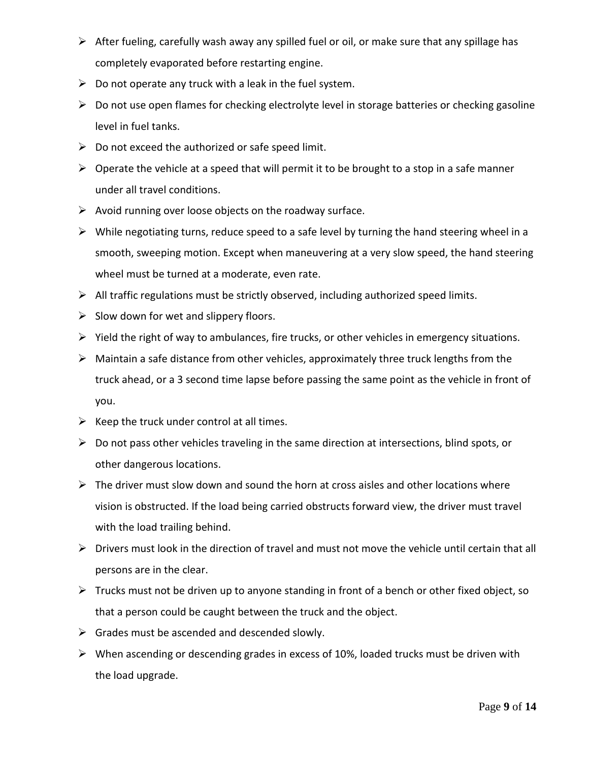- After fueling, carefully wash away any spilled fuel or oil, or make sure that any spillage has completely evaporated before restarting engine.
- Do not operate any truck with a leak in the fuel system.
- Do not use open flames for checking electrolyte level in storage batteries or checking gasoline level in fuel tanks.
- Do not exceed the authorized or safe speed limit.
- Operate the vehicle at a speed that will permit it to be brought to a stop in a safe manner under all travel conditions.
- Avoid running over loose objects on the roadway surface.
- While negotiating turns, reduce speed to a safe level by turning the hand steering wheel in a smooth, sweeping motion. Except when maneuvering at a very slow speed, the hand steering wheel must be turned at a moderate, even rate.
- All traffic regulations must be strictly observed, including authorized speed limits.
- Slow down for wet and slippery floors.
- Yield the right of way to ambulances, fire trucks, or other vehicles in emergency situations.
- Maintain a safe distance from other vehicles, approximately three truck lengths from the truck ahead, or a 3 second time lapse before passing the same point as the vehicle in front of you.
- Keep the truck under control at all times.
- Do not pass other vehicles traveling in the same direction at intersections, blind spots, or other dangerous locations.
- The driver must slow down and sound the horn at cross aisles and other locations where vision is obstructed. If the load being carried obstructs forward view, the driver must travel with the load trailing behind.
- Drivers must look in the direction of travel and must not move the vehicle until certain that all persons are in the clear.
- Trucks must not be driven up to anyone standing in front of a bench or other fixed object, so that a person could be caught between the truck and the object.
- Grades must be ascended and descended slowly.
- When ascending or descending grades in excess of 10%, loaded trucks must be driven with the load upgrade.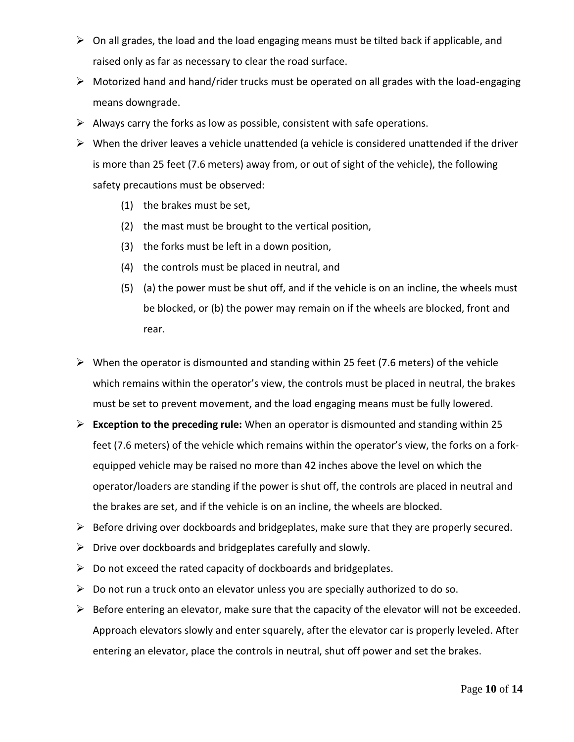- On all grades, the load and the load engaging means must be tilted back if applicable, and raised only as far as necessary to clear the road surface.
- Motorized hand and hand/rider trucks must be operated on all grades with the load-engaging means downgrade.
- Always carry the forks as low as possible, consistent with safe operations.
- When the driver leaves a vehicle unattended (a vehicle is considered unattended if the driver is more than 25 feet (7.6 meters) away from, or out of sight of the vehicle), the following safety precautions must be observed:
  - (1) the brakes must be set,
  - (2) the mast must be brought to the vertical position,
  - (3) the forks must be left in a down position,
  - (4) the controls must be placed in neutral, and
  - (5) (a) the power must be shut off, and if the vehicle is on an incline, the wheels must be blocked, or (b) the power may remain on if the wheels are blocked, front and rear.
- When the operator is dismounted and standing within 25 feet (7.6 meters) of the vehicle which remains within the operator's view, the controls must be placed in neutral, the brakes must be set to prevent movement, and the load engaging means must be fully lowered.
- **Exception to the preceding rule:** When an operator is dismounted and standing within 25 feet (7.6 meters) of the vehicle which remains within the operator's view, the forks on a fork-equipped vehicle may be raised no more than 42 inches above the level on which the operator/loaders are standing if the power is shut off, the controls are placed in neutral and the brakes are set, and if the vehicle is on an incline, the wheels are blocked.
- Before driving over dockboards and bridgeplates, make sure that they are properly secured.
- Drive over dockboards and bridgeplates carefully and slowly.
- Do not exceed the rated capacity of dockboards and bridgeplates.
- Do not run a truck onto an elevator unless you are specially authorized to do so.
- Before entering an elevator, make sure that the capacity of the elevator will not be exceeded. Approach elevators slowly and enter squarely, after the elevator car is properly leveled. After entering an elevator, place the controls in neutral, shut off power and set the brakes.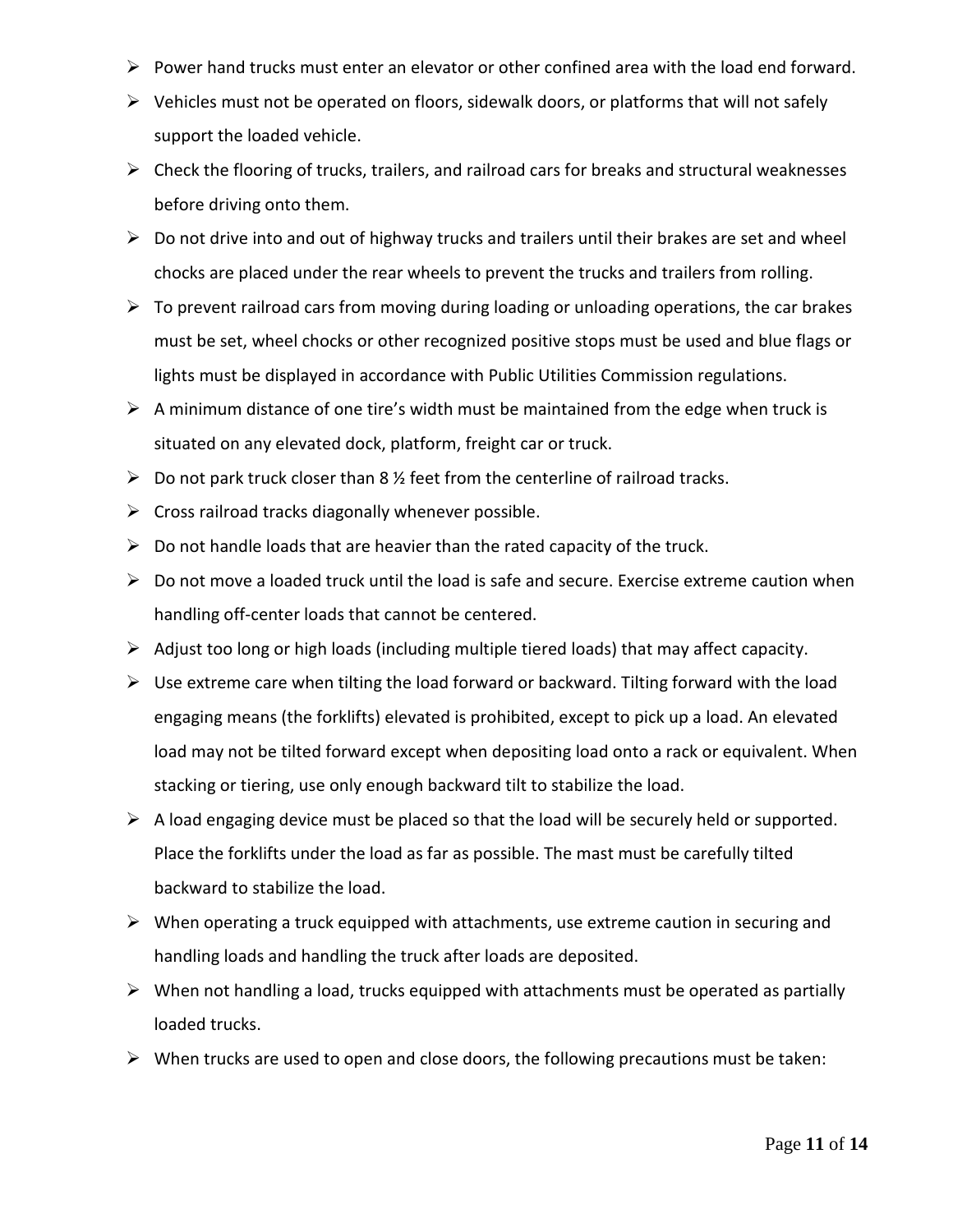- Power hand trucks must enter an elevator or other confined area with the load end forward.
- Vehicles must not be operated on floors, sidewalk doors, or platforms that will not safely support the loaded vehicle.
- Check the flooring of trucks, trailers, and railroad cars for breaks and structural weaknesses before driving onto them.
- Do not drive into and out of highway trucks and trailers until their brakes are set and wheel chocks are placed under the rear wheels to prevent the trucks and trailers from rolling.
- To prevent railroad cars from moving during loading or unloading operations, the car brakes must be set, wheel chocks or other recognized positive stops must be used and blue flags or lights must be displayed in accordance with Public Utilities Commission regulations.
- A minimum distance of one tire's width must be maintained from the edge when truck is situated on any elevated dock, platform, freight car or truck.
- Do not park truck closer than 8 ½ feet from the centerline of railroad tracks.
- Cross railroad tracks diagonally whenever possible.
- Do not handle loads that are heavier than the rated capacity of the truck.
- Do not move a loaded truck until the load is safe and secure. Exercise extreme caution when handling off-center loads that cannot be centered.
- Adjust too long or high loads (including multiple tiered loads) that may affect capacity.
- Use extreme care when tilting the load forward or backward. Tilting forward with the load engaging means (the forklifts) elevated is prohibited, except to pick up a load. An elevated load may not be tilted forward except when depositing load onto a rack or equivalent. When stacking or tiering, use only enough backward tilt to stabilize the load.
- A load engaging device must be placed so that the load will be securely held or supported. Place the forklifts under the load as far as possible. The mast must be carefully tilted backward to stabilize the load.
- When operating a truck equipped with attachments, use extreme caution in securing and handling loads and handling the truck after loads are deposited.
- When not handling a load, trucks equipped with attachments must be operated as partially loaded trucks.
- When trucks are used to open and close doors, the following precautions must be taken: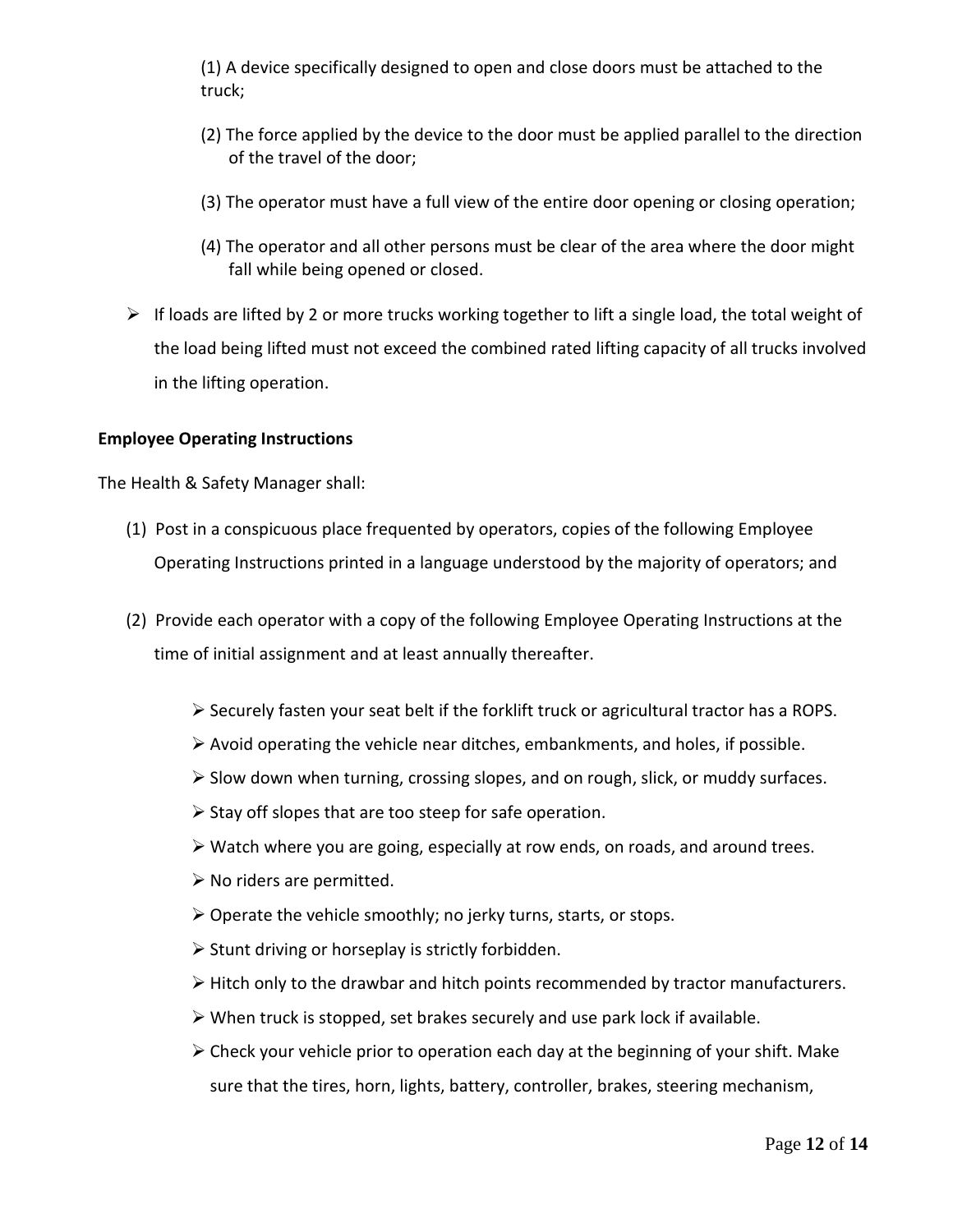(1) A device specifically designed to open and close doors must be attached to the truck;

(2) The force applied by the device to the door must be applied parallel to the direction of the travel of the door;

(3) The operator must have a full view of the entire door opening or closing operation;

(4) The operator and all other persons must be clear of the area where the door might fall while being opened or closed.

- If loads are lifted by 2 or more trucks working together to lift a single load, the total weight of the load being lifted must not exceed the combined rated lifting capacity of all trucks involved in the lifting operation.

**Employee Operating Instructions**

The Health & Safety Manager shall:

(1) Post in a conspicuous place frequented by operators, copies of the following Employee Operating Instructions printed in a language understood by the majority of operators; and

(2) Provide each operator with a copy of the following Employee Operating Instructions at the time of initial assignment and at least annually thereafter.

- Securely fasten your seat belt if the forklift truck or agricultural tractor has a ROPS.
- Avoid operating the vehicle near ditches, embankments, and holes, if possible.
- Slow down when turning, crossing slopes, and on rough, slick, or muddy surfaces.
- Stay off slopes that are too steep for safe operation.
- Watch where you are going, especially at row ends, on roads, and around trees.
- No riders are permitted.
- Operate the vehicle smoothly; no jerky turns, starts, or stops.
- Stunt driving or horseplay is strictly forbidden.
- Hitch only to the drawbar and hitch points recommended by tractor manufacturers.
- When truck is stopped, set brakes securely and use park lock if available.
- Check your vehicle prior to operation each day at the beginning of your shift. Make sure that the tires, horn, lights, battery, controller, brakes, steering mechanism,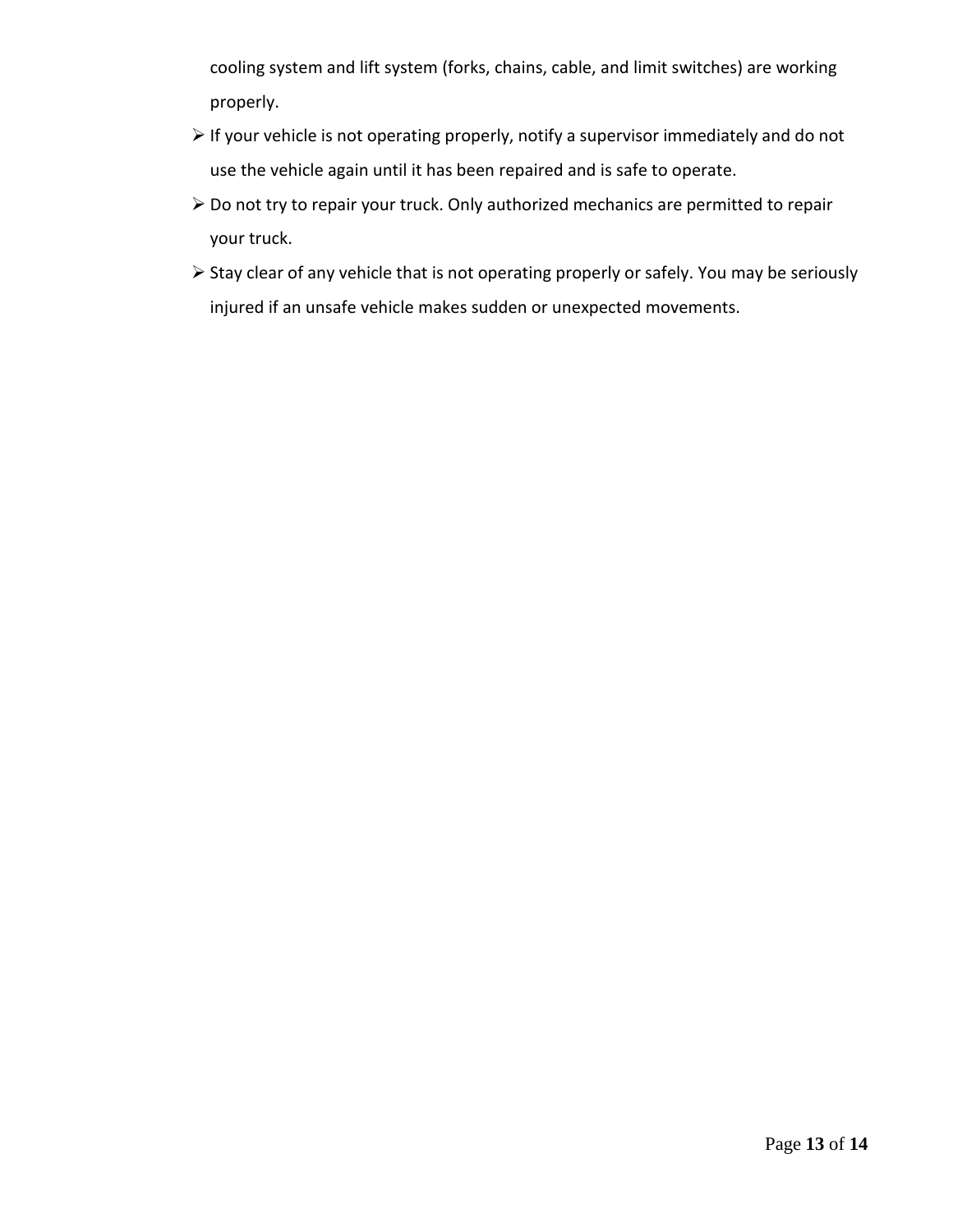cooling system and lift system (forks, chains, cable, and limit switches) are working properly.

- If your vehicle is not operating properly, notify a supervisor immediately and do not use the vehicle again until it has been repaired and is safe to operate.
- Do not try to repair your truck. Only authorized mechanics are permitted to repair your truck.
- Stay clear of any vehicle that is not operating properly or safely. You may be seriously injured if an unsafe vehicle makes sudden or unexpected movements.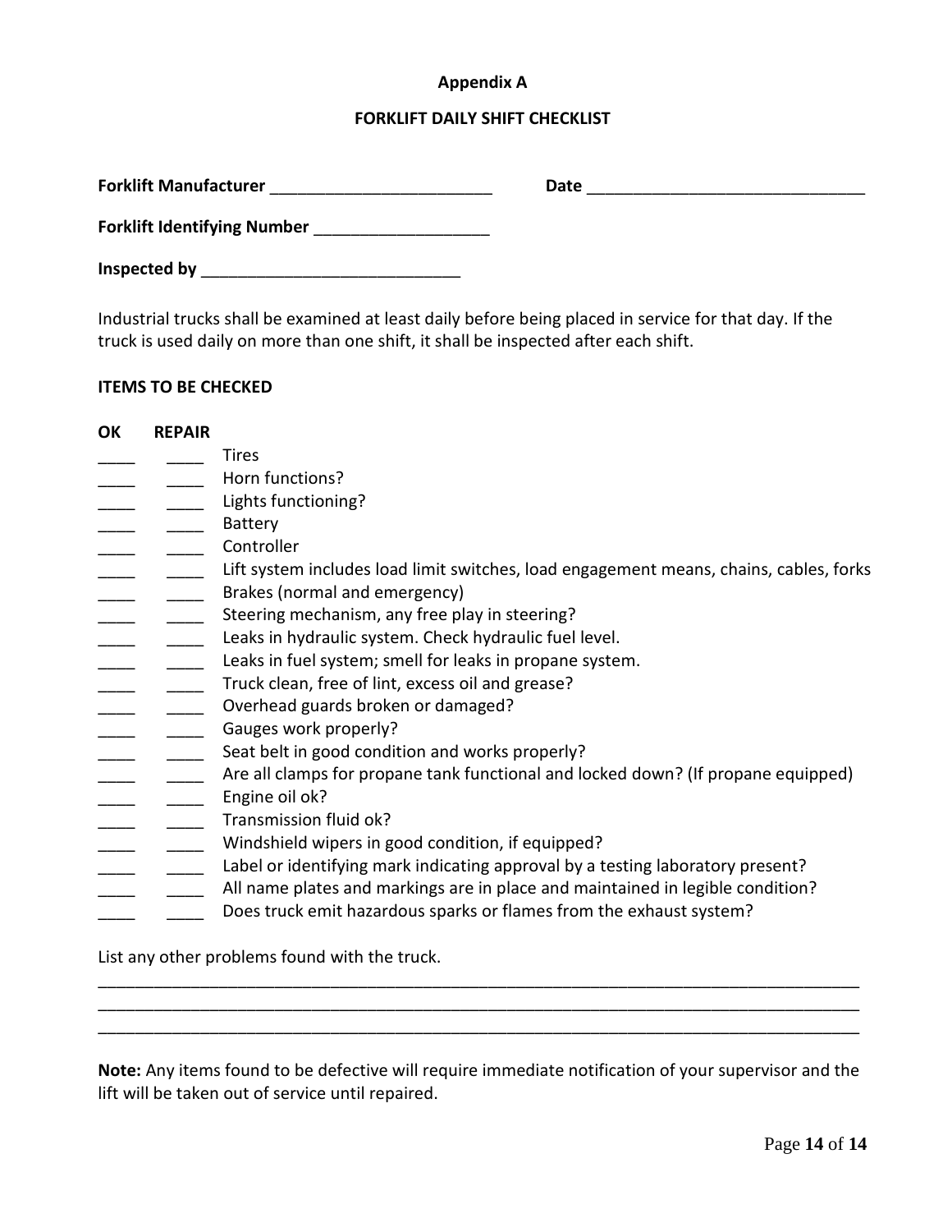**Appendix A**

**FORKLIFT DAILY SHIFT CHECKLIST**

**Forklift Manufacturer** ________________________ **Date** ______________________________

**Forklift Identifying Number** ___________________

**Inspected by** ____________________________

Industrial trucks shall be examined at least daily before being placed in service for that day. If the truck is used daily on more than one shift, it shall be inspected after each shift.

**ITEMS TO BE CHECKED**

| OK | REPAIR | |
|---|---|---|
| ____ | ____ | Tires |
| ____ | ____ | Horn functions? |
| ____ | ____ | Lights functioning? |
| ____ | ____ | Battery |
| ____ | ____ | Controller |
| ____ | ____ | Lift system includes load limit switches, load engagement means, chains, cables, forks |
| ____ | ____ | Brakes (normal and emergency) |
| ____ | ____ | Steering mechanism, any free play in steering? |
| ____ | ____ | Leaks in hydraulic system. Check hydraulic fuel level. |
| ____ | ____ | Leaks in fuel system; smell for leaks in propane system. |
| ____ | ____ | Truck clean, free of lint, excess oil and grease? |
| ____ | ____ | Overhead guards broken or damaged? |
| ____ | ____ | Gauges work properly? |
| ____ | ____ | Seat belt in good condition and works properly? |
| ____ | ____ | Are all clamps for propane tank functional and locked down? (If propane equipped) |
| ____ | ____ | Engine oil ok? |
| ____ | ____ | Transmission fluid ok? |
| ____ | ____ | Windshield wipers in good condition, if equipped? |
| ____ | ____ | Label or identifying mark indicating approval by a testing laboratory present? |
| ____ | ____ | All name plates and markings are in place and maintained in legible condition? |
| ____ | ____ | Does truck emit hazardous sparks or flames from the exhaust system? |

List any other problems found with the truck.

_____________________________________________________________________________________
_____________________________________________________________________________________
_____________________________________________________________________________________

**Note:** Any items found to be defective will require immediate notification of your supervisor and the lift will be taken out of service until repaired.